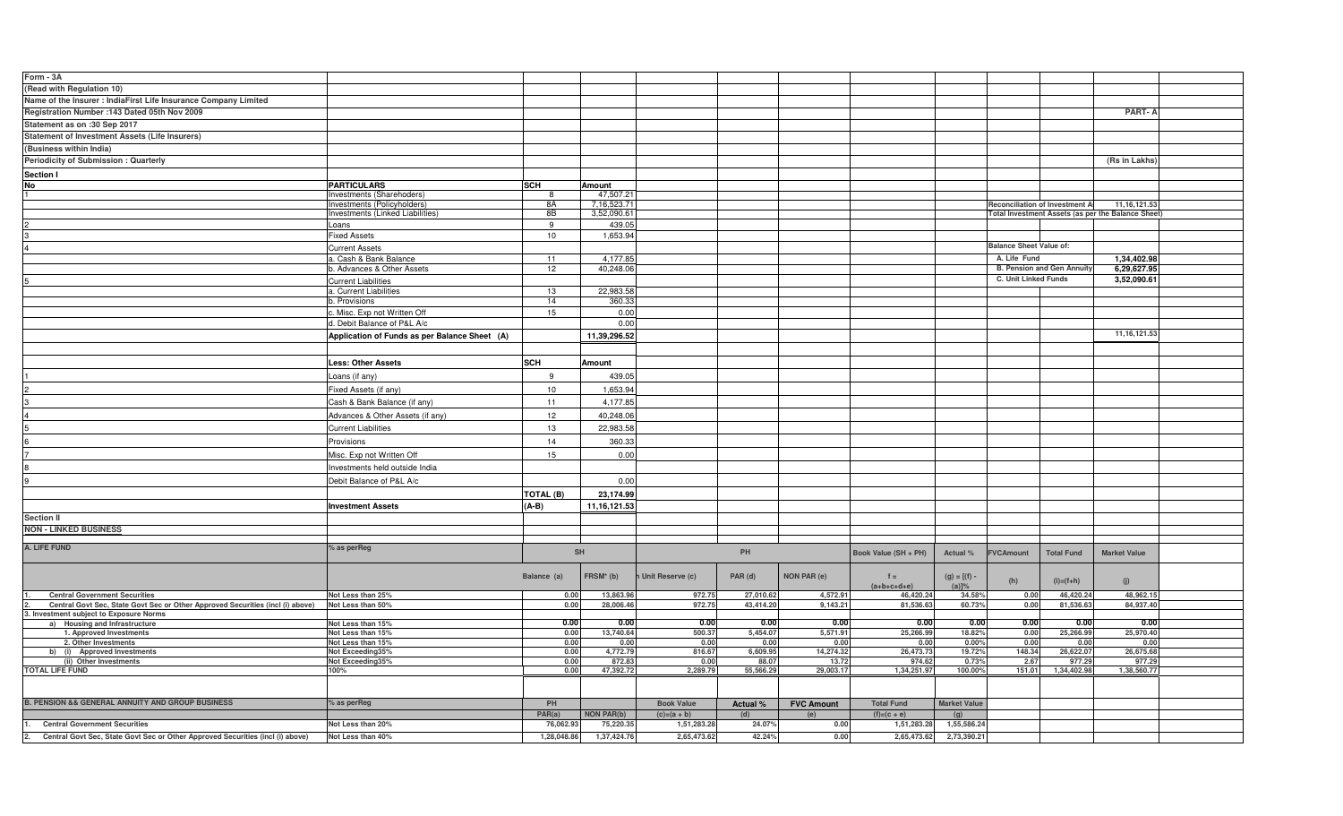Form - 3A

(Read with Regulation 10)

Name of the Insurer : IndiaFirst Life Insurance Company Limited

Registration Number :143 Dated 05th Nov 2009

**PART- A**

Statement as on :30 Sep 2017

Statement of Investment Assets (Life Insurers)

(Business within India)

Periodicity of Submission : Quarterly

(Rs in Lakhs)

## Section I

| No | PARTICULARS | SCH | Amount |
|---|---|---|---|
| 1 | Investments (Sharehoders) | 8 | 47,507.21 |
| | Investments (Policyholders) | 8A | 7,16,523.71 |
| | Investments (Linked Liabilities) | 8B | 3,52,090.61 |
| 2 | Loans | 9 | 439.05 |
| 3 | Fixed Assets | 10 | 1,653.94 |
| 4 | Current Assets | | |
| | a. Cash & Bank Balance | 11 | 4,177.85 |
| | b. Advances & Other Assets | 12 | 40,248.06 |
| 5 | Current Liabilities | | |
| | a. Current Liabilities | 13 | 22,983.58 |
| | b. Provisions | 14 | 360.33 |
| | c. Misc. Exp not Written Off | 15 | 0.00 |
| | d. Debit Balance of P&L A/c | | 0.00 |
| | Application of Funds as per Balance Sheet (A) | | 11,39,296.52 |

| Reconciliation of Investment Assets | |
|---|---|
| Total Investment Assets (as per the Balance Sheet) | 11,16,121.53 |
| Balance Sheet Value of: | |
| A. Life Fund | 1,34,402.98 |
| B. Pension and Gen Annuity | 6,29,627.95 |
| C. Unit Linked Funds | 3,52,090.61 |
| | 11,16,121.53 |

| No | Less: Other Assets | SCH | Amount |
|---|---|---|---|
| 1 | Loans (if any) | 9 | 439.05 |
| 2 | Fixed Assets (if any) | 10 | 1,653.94 |
| 3 | Cash & Bank Balance (if any) | 11 | 4,177.85 |
| 4 | Advances & Other Assets (if any) | 12 | 40,248.06 |
| 5 | Current Liabilities | 13 | 22,983.58 |
| 6 | Provisions | 14 | 360.33 |
| 7 | Misc. Exp not Written Off | 15 | 0.00 |
| 8 | Investments held outside India | | |
| 9 | Debit Balance of P&L A/c | | 0.00 |
| | | TOTAL (B) | 23,174.99 |
| | Investment Assets | (A-B) | 11,16,121.53 |

## Section II

NON - LINKED BUSINESS

| A. LIFE FUND | % as perReg | SH | | | PH | | Book Value (SH + PH) | Actual % | FVCAmount | Total Fund | Market Value |
|---|---|---|---|---|---|---|---|---|---|---|---|
| | | Balance (a) | FRSM* (b) | n Unit Reserve (c) | PAR (d) | NON PAR (e) | f = (a+b+c+d+e) | (g) = [(f) - (a)]% | (h) | (i)=(f+h) | (j) |
| 1. Central Government Securities | Not Less than 25% | 0.00 | 13,863.96 | 972.75 | 27,010.62 | 4,572.91 | 46,420.24 | 34.58% | 0.00 | 46,420.24 | 48,962.15 |
| 2. Central Govt Sec, State Govt Sec or Other Approved Securities (incl (i) above) | Not Less than 50% | 0.00 | 28,006.46 | 972.75 | 43,414.20 | 9,143.21 | 81,536.63 | 60.73% | 0.00 | 81,536.63 | 84,937.40 |
| 3. Investment subject to Exposure Norms | | | | | | | | | | | |
| a) Housing and Infrastructure | Not Less than 15% | 0.00 | 0.00 | 0.00 | 0.00 | 0.00 | 0.00 | 0.00 | 0.00 | 0.00 | 0.00 |
| 1. Approved Investments | Not Less than 15% | 0.00 | 13,740.64 | 500.37 | 5,454.07 | 5,571.91 | 25,266.99 | 18.82% | 0.00 | 25,266.99 | 25,970.40 |
| 2. Other Investments | Not Less than 15% | 0.00 | 0.00 | 0.00 | 0.00 | 0.00 | 0.00 | 0.00% | 0.00 | 0.00 | 0.00 |
| b) (i) Approved Investments | Not Exceeding35% | 0.00 | 4,772.79 | 816.67 | 6,609.95 | 14,274.32 | 26,473.73 | 19.72% | 148.34 | 26,622.07 | 26,675.68 |
| (ii) Other Investments | Not Exceeding35% | 0.00 | 872.83 | 0.00 | 88.07 | 13.72 | 974.62 | 0.73% | 2.67 | 977.29 | 977.29 |
| TOTAL LIFE FUND | 100% | 0.00 | 47,392.72 | 2,289.79 | 55,566.29 | 29,003.17 | 1,34,251.97 | 100.00% | 151.01 | 1,34,402.98 | 1,38,560.77 |

| B. PENSION && GENERAL ANNUITY AND GROUP BUSINESS | % as perReg | PH | | Book Value | Actual % | FVC Amount | Total Fund | Market Value |
|---|---|---|---|---|---|---|---|---|
| | | PAR(a) | NON PAR(b) | (c)=(a + b) | (d) | (e) | (f)=(c + e) | (g) |
| 1. Central Government Securities | Not Less than 20% | 76,062.93 | 75,220.35 | 1,51,283.28 | 24.07% | 0.00 | 1,51,283.28 | 1,55,586.24 |
| 2. Central Govt Sec, State Govt Sec or Other Approved Securities (incl (i) above) | Not Less than 40% | 1,28,048.86 | 1,37,424.76 | 2,65,473.62 | 42.24% | 0.00 | 2,65,473.62 | 2,73,390.21 |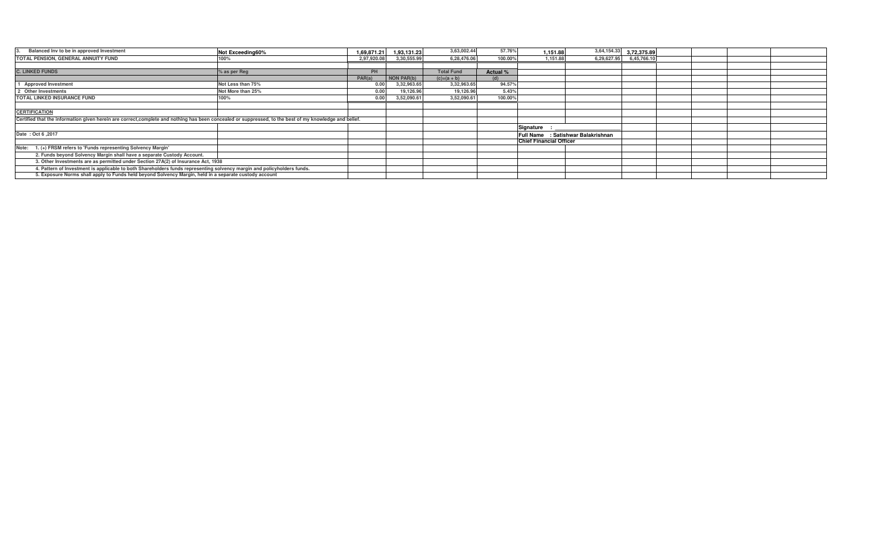| | | | | | | | | | | | | | |
|---|---|---|---|---|---|---|---|---|---|---|---|---|---|
| 3. Balanced Inv to be in approved Investment | Not Exceeding60% | 1,69,871.21 | 1,93,131.23 | 3,63,002.44 | 57.76% | 1,151.88 | 3,64,154.33 | 3,72,375.89 | | | | |
| TOTAL PENSION, GENERAL ANNUITY FUND | 100% | 2,97,920.08 | 3,30,555.99 | 6,28,476.06 | 100.00% | 1,151.88 | 6,29,627.95 | 6,45,766.10 | | | | |
| | | | | | | | | | | | | |
| C. LINKED FUNDS | % as per Reg | PH | | Total Fund | Actual % | | | | | | | |
| | | PAR(a) | NON PAR(b) | (c)=(a + b) | (d) | | | | | | | |
| 1 Approved Investment | Not Less than 75% | 0.00 | 3,32,963.65 | 3,32,963.65 | 94.57% | | | | | | | |
| 2 Other Investments | Not More than 25% | 0.00 | 19,126.96 | 19,126.96 | 5.43% | | | | | | | |
| TOTAL LINKED INSURANCE FUND | 100% | 0.00 | 3,52,090.61 | 3,52,090.61 | 100.00% | | | | | | | |

| | | | | | | | | | | | | |
|---|---|---|---|---|---|---|---|---|---|---|---|---|
| 3. Balanced Inv to be in approved Investment | Not Exceeding60% | 1,69,871.21 | 1,93,131.23 | 3,63,002.44 | 57.76% | 1,151.88 | 3,64,154.33 | 3,72,375.89 | | | | |
| TOTAL PENSION, GENERAL ANNUITY FUND | 100% | 2,97,920.08 | 3,30,555.99 | 6,28,476.06 | 100.00% | 1,151.88 | 6,29,627.95 | 6,45,766.10 | | | | |
| | | | | | | | | | | | | |
| C. LINKED FUNDS | % as per Reg | PH | | Total Fund | Actual % | | | | | | | |
| | | PAR(a) | NON PAR(b) | (c)=(a + b) | (d) | | | | | | | |
| 1 Approved Investment | Not Less than 75% | 0.00 | 3,32,963.65 | 3,32,963.65 | 94.57% | | | | | | | |
| 2 Other Investments | Not More than 25% | 0.00 | 19,126.96 | 19,126.96 | 5.43% | | | | | | | |
| TOTAL LINKED INSURANCE FUND | 100% | 0.00 | 3,52,090.61 | 3,52,090.61 | 100.00% | | | | | | | |

**CERTIFICATION**

Certified that the information given herein are correct,complete and nothing has been concealed or suppressed, to the best of my knowledge and belief.

Signature : ____________________

Date : Oct 6 ,2017

Full Name : Satishwar Balakrishnan

Chief Financial Officer

Note: 1. (+) FRSM refers to 'Funds representing Solvency Margin'

2. Funds beyond Solvency Margin shall have a separate Custody Account.

3. Other Investments are as permitted under Section 27A(2) of Insurance Act, 1938

4. Pattern of Investment is applicable to both Shareholders funds representing solvency margin and policyholders funds.

5. Exposure Norms shall apply to Funds held beyond Solvency Margin, held in a separate custody account